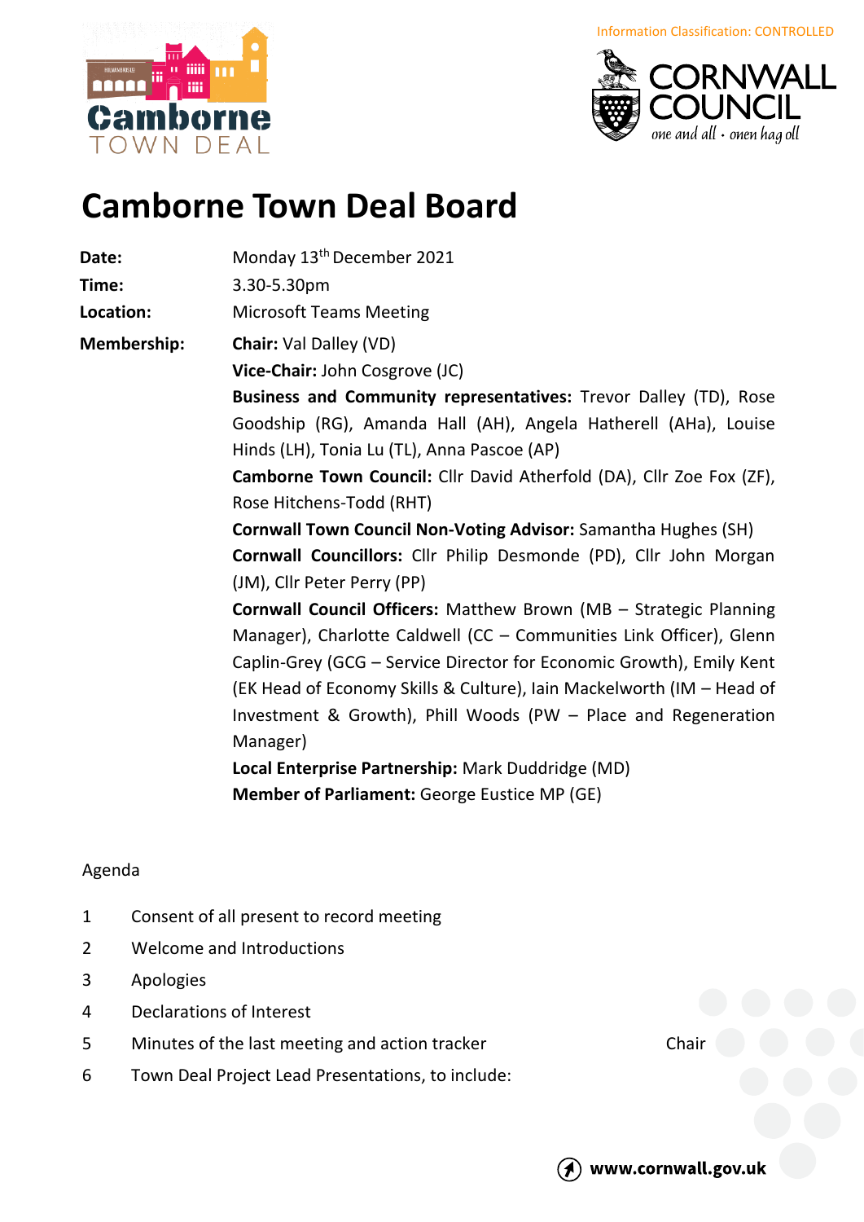Information Classification: CONTROLLED

# Camborne Town Deal Board

**Date:** Monday 13th December 2021

**Time:** 3.30-5.30pm

**Location:** Microsoft Teams Meeting

**Membership:**

**Chair:** Val Dalley (VD)

**Vice-Chair:** John Cosgrove (JC)

**Business and Community representatives:** Trevor Dalley (TD), Rose Goodship (RG), Amanda Hall (AH), Angela Hatherell (AHa), Louise Hinds (LH), Tonia Lu (TL), Anna Pascoe (AP)

**Camborne Town Council:** Cllr David Atherfold (DA), Cllr Zoe Fox (ZF), Rose Hitchens-Todd (RHT)

**Cornwall Town Council Non-Voting Advisor:** Samantha Hughes (SH)

**Cornwall Councillors:** Cllr Philip Desmonde (PD), Cllr John Morgan (JM), Cllr Peter Perry (PP)

**Cornwall Council Officers:** Matthew Brown (MB – Strategic Planning Manager), Charlotte Caldwell (CC – Communities Link Officer), Glenn Caplin-Grey (GCG – Service Director for Economic Growth), Emily Kent (EK Head of Economy Skills & Culture), Iain Mackelworth (IM – Head of Investment & Growth), Phill Woods (PW – Place and Regeneration Manager)

**Local Enterprise Partnership:** Mark Duddridge (MD)

**Member of Parliament:** George Eustice MP (GE)

Agenda

1. Consent of all present to record meeting
2. Welcome and Introductions
3. Apologies
4. Declarations of Interest
5. Minutes of the last meeting and action tracker — Chair
6. Town Deal Project Lead Presentations, to include:

www.cornwall.gov.uk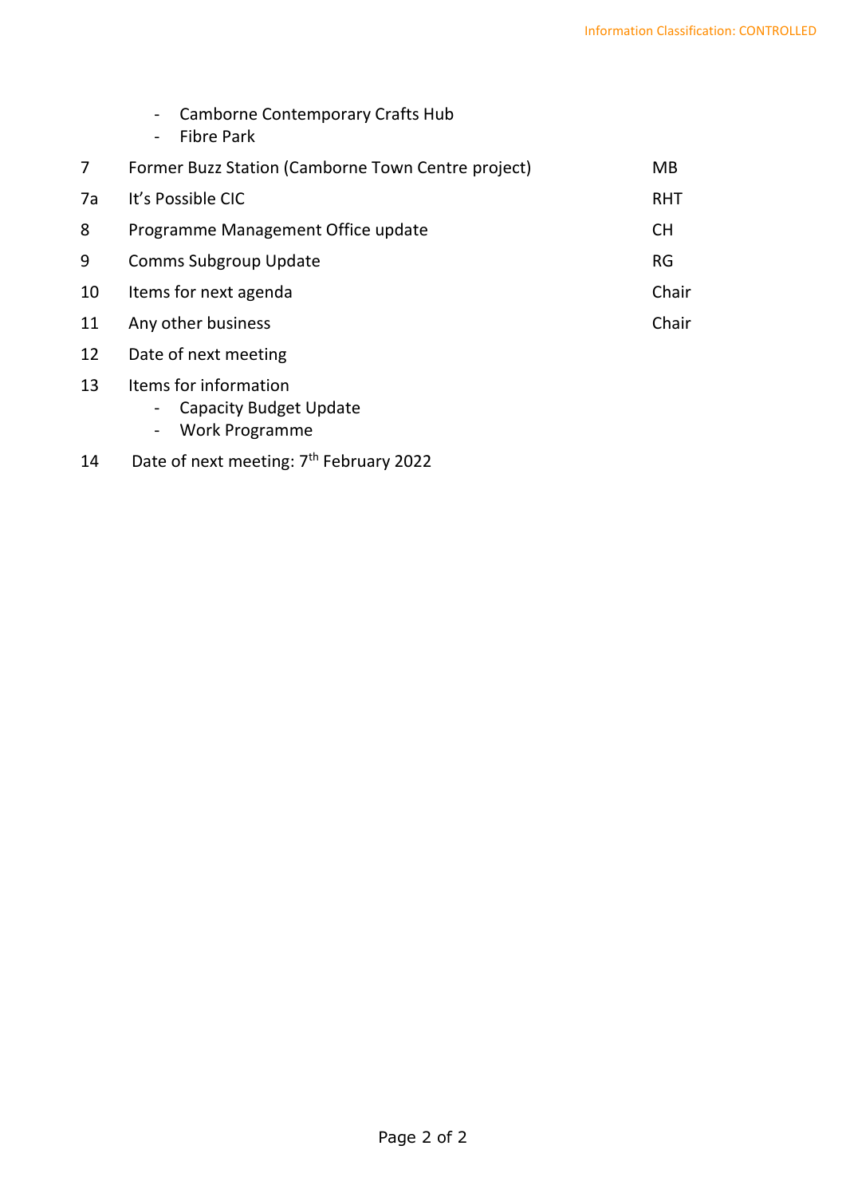- Camborne Contemporary Crafts Hub
- Fibre Park

| | | |
|---|---|---|
| 7 | Former Buzz Station (Camborne Town Centre project) | MB |
| 7a | It's Possible CIC | RHT |
| 8 | Programme Management Office update | CH |
| 9 | Comms Subgroup Update | RG |
| 10 | Items for next agenda | Chair |
| 11 | Any other business | Chair |
| 12 | Date of next meeting | |
| 13 | Items for information<br>- Capacity Budget Update<br>- Work Programme | |
| 14 | Date of next meeting: 7th February 2022 | |